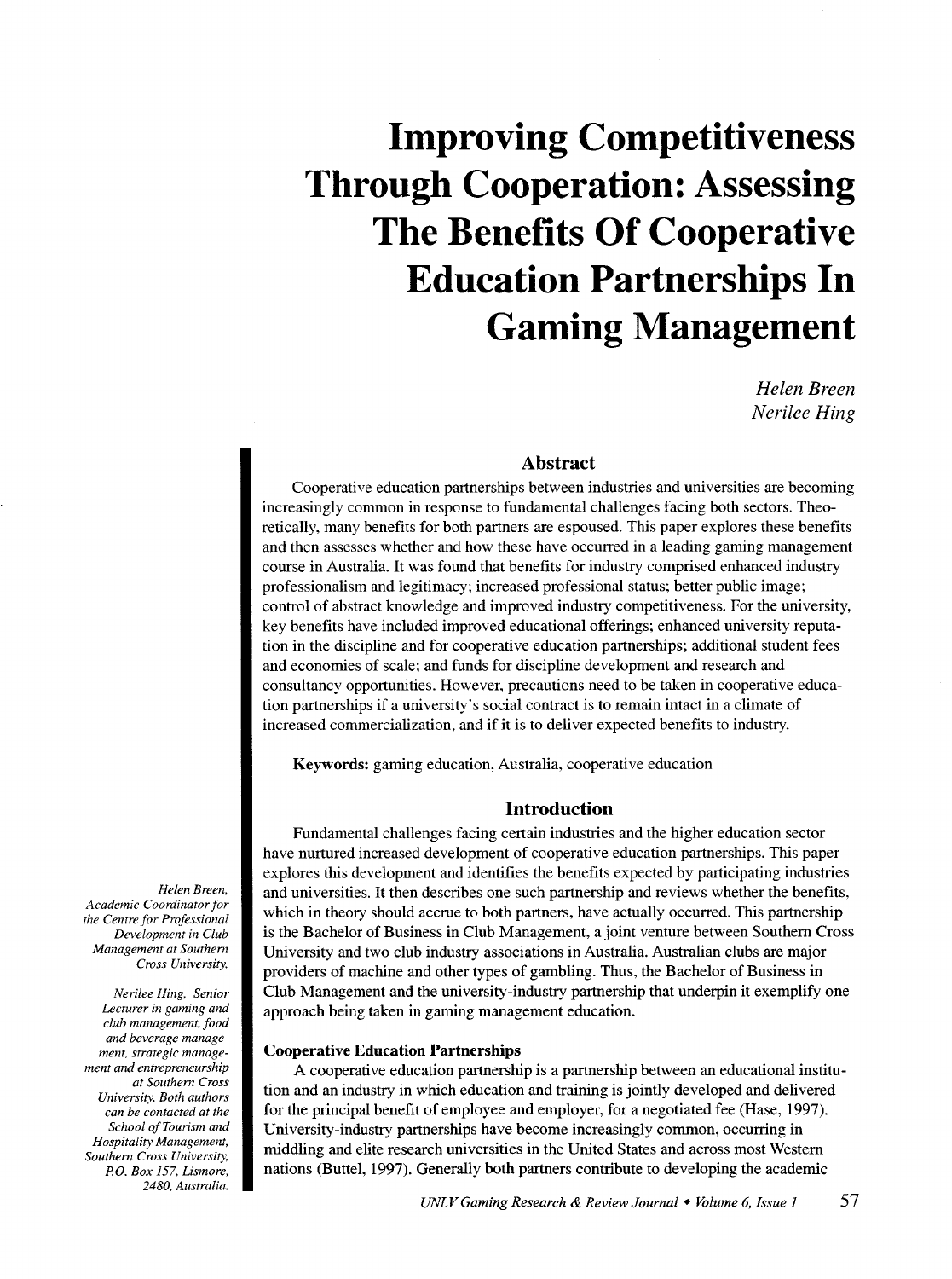# Improving Competitiveness Through Cooperation: Assessing The Benefits Of Cooperative Education Partnerships In Gaming Management

*Helen Breen*
*Nerilee Hing*

*Helen Breen, Academic Coordinator for the Centre for Professional Development in Club Management at Southern Cross University.*

*Nerilee Hing, Senior Lecturer in gaming and club management, food and beverage management, strategic management and entrepreneurship at Southern Cross University. Both authors can be contacted at the School of Tourism and Hospitality Management, Southern Cross University, P.O. Box 157, Lismore, 2480, Australia.*

## Abstract

Cooperative education partnerships between industries and universities are becoming increasingly common in response to fundamental challenges facing both sectors. Theoretically, many benefits for both partners are espoused. This paper explores these benefits and then assesses whether and how these have occurred in a leading gaming management course in Australia. It was found that benefits for industry comprised enhanced industry professionalism and legitimacy; increased professional status; better public image; control of abstract knowledge and improved industry competitiveness. For the university, key benefits have included improved educational offerings; enhanced university reputation in the discipline and for cooperative education partnerships; additional student fees and economies of scale; and funds for discipline development and research and consultancy opportunities. However, precautions need to be taken in cooperative education partnerships if a university's social contract is to remain intact in a climate of increased commercialization, and if it is to deliver expected benefits to industry.

**Keywords:** gaming education, Australia, cooperative education

## Introduction

Fundamental challenges facing certain industries and the higher education sector have nurtured increased development of cooperative education partnerships. This paper explores this development and identifies the benefits expected by participating industries and universities. It then describes one such partnership and reviews whether the benefits, which in theory should accrue to both partners, have actually occurred. This partnership is the Bachelor of Business in Club Management, a joint venture between Southern Cross University and two club industry associations in Australia. Australian clubs are major providers of machine and other types of gambling. Thus, the Bachelor of Business in Club Management and the university-industry partnership that underpin it exemplify one approach being taken in gaming management education.

### Cooperative Education Partnerships

A cooperative education partnership is a partnership between an educational institution and an industry in which education and training is jointly developed and delivered for the principal benefit of employee and employer, for a negotiated fee (Hase, 1997). University-industry partnerships have become increasingly common, occurring in middling and elite research universities in the United States and across most Western nations (Buttel, 1997). Generally both partners contribute to developing the academic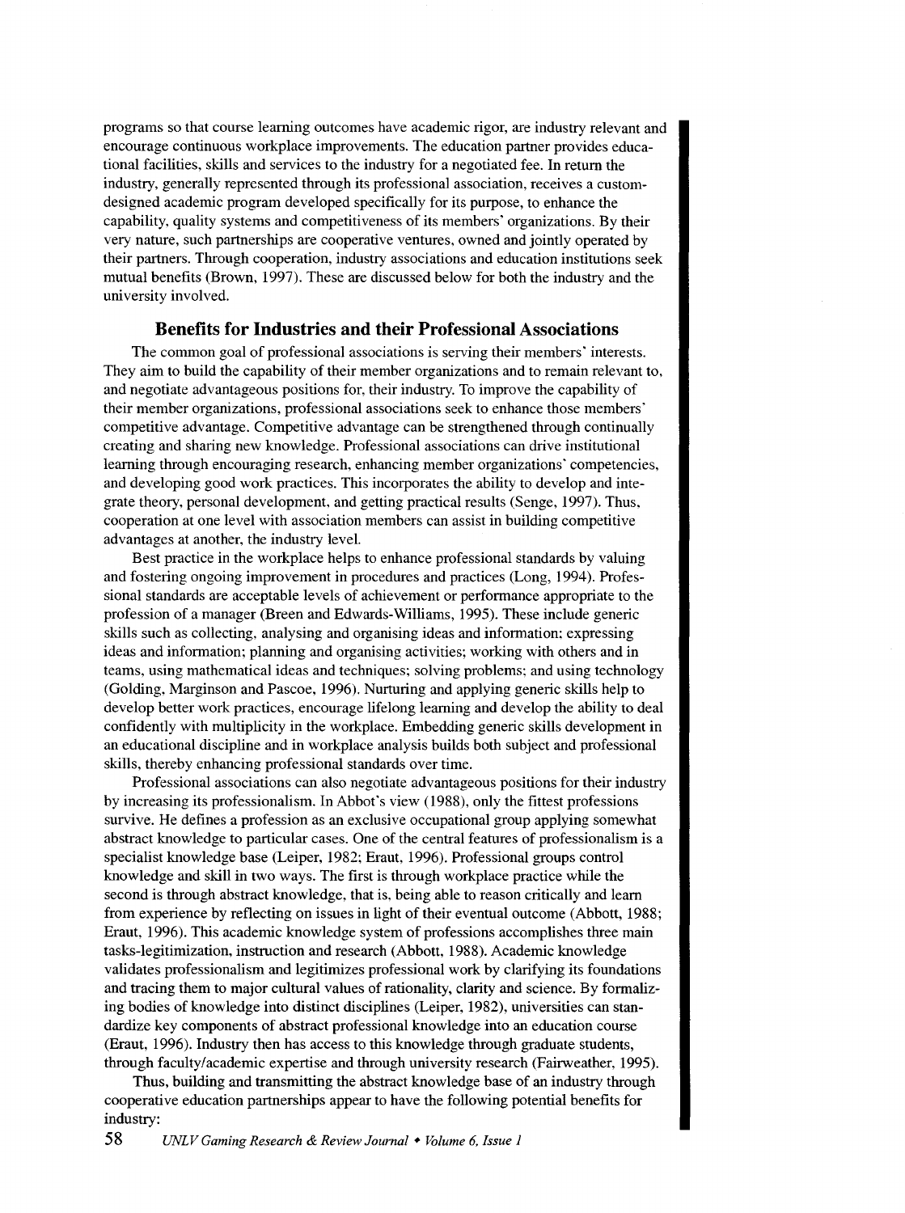programs so that course learning outcomes have academic rigor, are industry relevant and encourage continuous workplace improvements. The education partner provides educational facilities, skills and services to the industry for a negotiated fee. In return the industry, generally represented through its professional association, receives a custom-designed academic program developed specifically for its purpose, to enhance the capability, quality systems and competitiveness of its members' organizations. By their very nature, such partnerships are cooperative ventures, owned and jointly operated by their partners. Through cooperation, industry associations and education institutions seek mutual benefits (Brown, 1997). These are discussed below for both the industry and the university involved.

## Benefits for Industries and their Professional Associations

The common goal of professional associations is serving their members' interests. They aim to build the capability of their member organizations and to remain relevant to, and negotiate advantageous positions for, their industry. To improve the capability of their member organizations, professional associations seek to enhance those members' competitive advantage. Competitive advantage can be strengthened through continually creating and sharing new knowledge. Professional associations can drive institutional learning through encouraging research, enhancing member organizations' competencies, and developing good work practices. This incorporates the ability to develop and integrate theory, personal development, and getting practical results (Senge, 1997). Thus, cooperation at one level with association members can assist in building competitive advantages at another, the industry level.

Best practice in the workplace helps to enhance professional standards by valuing and fostering ongoing improvement in procedures and practices (Long, 1994). Professional standards are acceptable levels of achievement or performance appropriate to the profession of a manager (Breen and Edwards-Williams, 1995). These include generic skills such as collecting, analysing and organising ideas and information; expressing ideas and information; planning and organising activities; working with others and in teams, using mathematical ideas and techniques; solving problems; and using technology (Golding, Marginson and Pascoe, 1996). Nurturing and applying generic skills help to develop better work practices, encourage lifelong learning and develop the ability to deal confidently with multiplicity in the workplace. Embedding generic skills development in an educational discipline and in workplace analysis builds both subject and professional skills, thereby enhancing professional standards over time.

Professional associations can also negotiate advantageous positions for their industry by increasing its professionalism. In Abbot's view (1988), only the fittest professions survive. He defines a profession as an exclusive occupational group applying somewhat abstract knowledge to particular cases. One of the central features of professionalism is a specialist knowledge base (Leiper, 1982; Eraut, 1996). Professional groups control knowledge and skill in two ways. The first is through workplace practice while the second is through abstract knowledge, that is, being able to reason critically and learn from experience by reflecting on issues in light of their eventual outcome (Abbott, 1988; Eraut, 1996). This academic knowledge system of professions accomplishes three main tasks-legitimization, instruction and research (Abbott, 1988). Academic knowledge validates professionalism and legitimizes professional work by clarifying its foundations and tracing them to major cultural values of rationality, clarity and science. By formalizing bodies of knowledge into distinct disciplines (Leiper, 1982), universities can standardize key components of abstract professional knowledge into an education course (Eraut, 1996). Industry then has access to this knowledge through graduate students, through faculty/academic expertise and through university research (Fairweather, 1995).

Thus, building and transmitting the abstract knowledge base of an industry through cooperative education partnerships appear to have the following potential benefits for industry: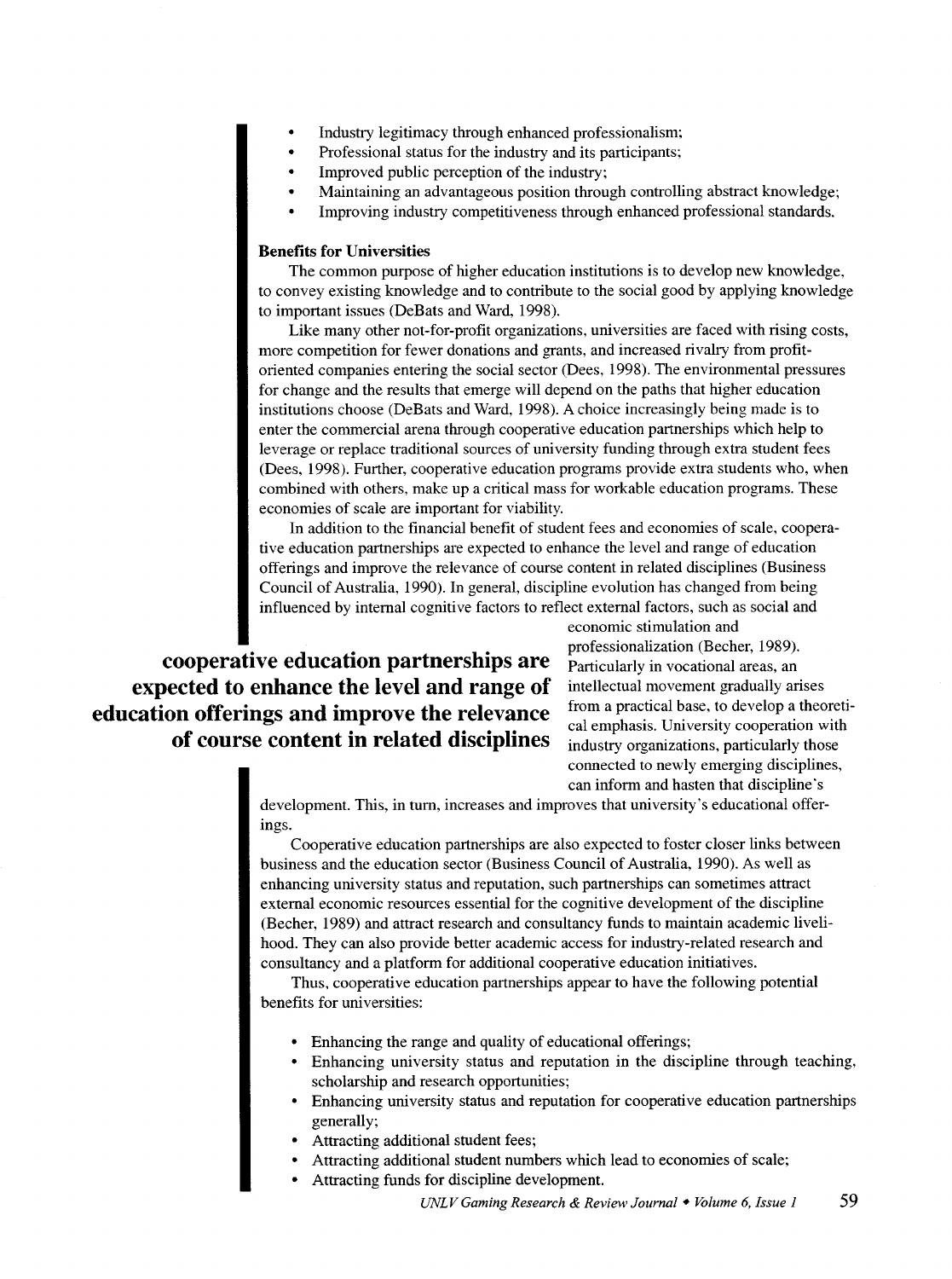- Industry legitimacy through enhanced professionalism;
- Professional status for the industry and its participants;
- Improved public perception of the industry;
- Maintaining an advantageous position through controlling abstract knowledge;
- Improving industry competitiveness through enhanced professional standards.

**Benefits for Universities**

The common purpose of higher education institutions is to develop new knowledge, to convey existing knowledge and to contribute to the social good by applying knowledge to important issues (DeBats and Ward, 1998).

Like many other not-for-profit organizations, universities are faced with rising costs, more competition for fewer donations and grants, and increased rivalry from profit-oriented companies entering the social sector (Dees, 1998). The environmental pressures for change and the results that emerge will depend on the paths that higher education institutions choose (DeBats and Ward, 1998). A choice increasingly being made is to enter the commercial arena through cooperative education partnerships which help to leverage or replace traditional sources of university funding through extra student fees (Dees, 1998). Further, cooperative education programs provide extra students who, when combined with others, make up a critical mass for workable education programs. These economies of scale are important for viability.

In addition to the financial benefit of student fees and economies of scale, cooperative education partnerships are expected to enhance the level and range of education offerings and improve the relevance of course content in related disciplines (Business Council of Australia, 1990). In general, discipline evolution has changed from being influenced by internal cognitive factors to reflect external factors, such as social and economic stimulation and professionalization (Becher, 1989). Particularly in vocational areas, an intellectual movement gradually arises from a practical base, to develop a theoretical emphasis. University cooperation with industry organizations, particularly those connected to newly emerging disciplines, can inform and hasten that discipline's development. This, in turn, increases and improves that university's educational offerings.

**cooperative education partnerships are expected to enhance the level and range of education offerings and improve the relevance of course content in related disciplines**

Cooperative education partnerships are also expected to foster closer links between business and the education sector (Business Council of Australia, 1990). As well as enhancing university status and reputation, such partnerships can sometimes attract external economic resources essential for the cognitive development of the discipline (Becher, 1989) and attract research and consultancy funds to maintain academic livelihood. They can also provide better academic access for industry-related research and consultancy and a platform for additional cooperative education initiatives.

Thus, cooperative education partnerships appear to have the following potential benefits for universities:

- Enhancing the range and quality of educational offerings;
- Enhancing university status and reputation in the discipline through teaching, scholarship and research opportunities;
- Enhancing university status and reputation for cooperative education partnerships generally;
- Attracting additional student fees;
- Attracting additional student numbers which lead to economies of scale;
- Attracting funds for discipline development.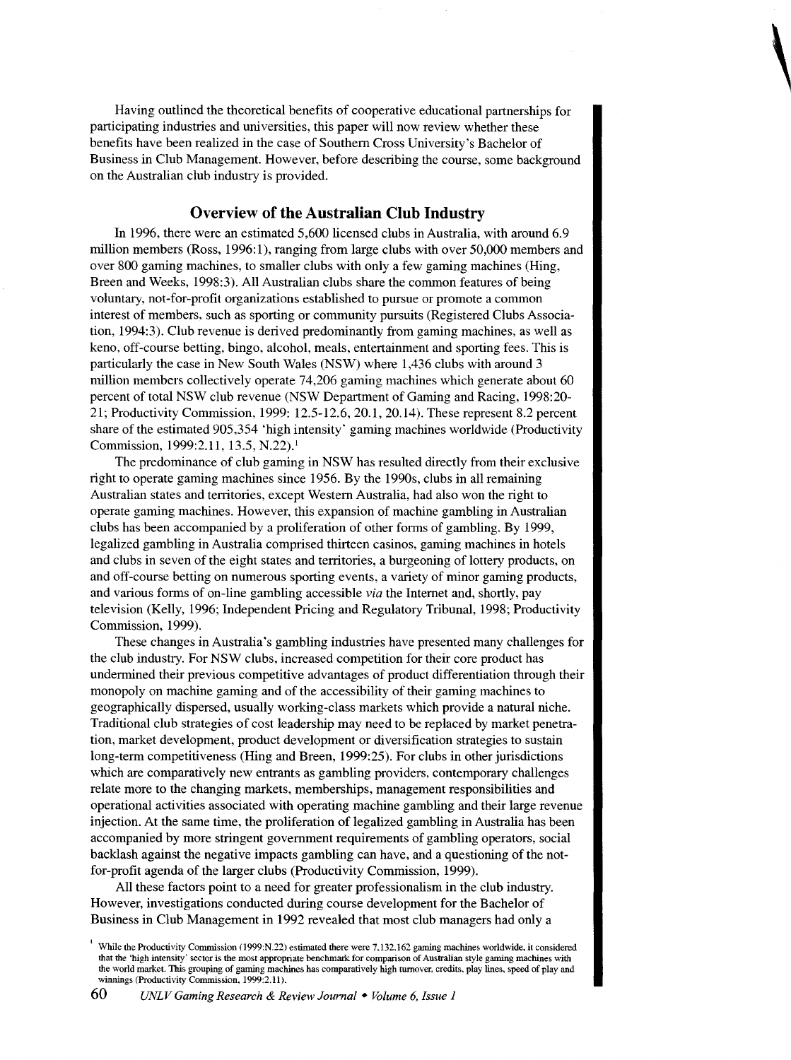Having outlined the theoretical benefits of cooperative educational partnerships for participating industries and universities, this paper will now review whether these benefits have been realized in the case of Southern Cross University's Bachelor of Business in Club Management. However, before describing the course, some background on the Australian club industry is provided.

## Overview of the Australian Club Industry

In 1996, there were an estimated 5,600 licensed clubs in Australia, with around 6.9 million members (Ross, 1996:1), ranging from large clubs with over 50,000 members and over 800 gaming machines, to smaller clubs with only a few gaming machines (Hing, Breen and Weeks, 1998:3). All Australian clubs share the common features of being voluntary, not-for-profit organizations established to pursue or promote a common interest of members, such as sporting or community pursuits (Registered Clubs Association, 1994:3). Club revenue is derived predominantly from gaming machines, as well as keno, off-course betting, bingo, alcohol, meals, entertainment and sporting fees. This is particularly the case in New South Wales (NSW) where 1,436 clubs with around 3 million members collectively operate 74,206 gaming machines which generate about 60 percent of total NSW club revenue (NSW Department of Gaming and Racing, 1998:20-21; Productivity Commission, 1999: 12.5-12.6, 20.1, 20.14). These represent 8.2 percent share of the estimated 905,354 'high intensity' gaming machines worldwide (Productivity Commission, 1999:2.11, 13.5, N.22).[1]

The predominance of club gaming in NSW has resulted directly from their exclusive right to operate gaming machines since 1956. By the 1990s, clubs in all remaining Australian states and territories, except Western Australia, had also won the right to operate gaming machines. However, this expansion of machine gambling in Australian clubs has been accompanied by a proliferation of other forms of gambling. By 1999, legalized gambling in Australia comprised thirteen casinos, gaming machines in hotels and clubs in seven of the eight states and territories, a burgeoning of lottery products, on and off-course betting on numerous sporting events, a variety of minor gaming products, and various forms of on-line gambling accessible *via* the Internet and, shortly, pay television (Kelly, 1996; Independent Pricing and Regulatory Tribunal, 1998; Productivity Commission, 1999).

These changes in Australia's gambling industries have presented many challenges for the club industry. For NSW clubs, increased competition for their core product has undermined their previous competitive advantages of product differentiation through their monopoly on machine gaming and of the accessibility of their gaming machines to geographically dispersed, usually working-class markets which provide a natural niche. Traditional club strategies of cost leadership may need to be replaced by market penetration, market development, product development or diversification strategies to sustain long-term competitiveness (Hing and Breen, 1999:25). For clubs in other jurisdictions which are comparatively new entrants as gambling providers, contemporary challenges relate more to the changing markets, memberships, management responsibilities and operational activities associated with operating machine gambling and their large revenue injection. At the same time, the proliferation of legalized gambling in Australia has been accompanied by more stringent government requirements of gambling operators, social backlash against the negative impacts gambling can have, and a questioning of the not-for-profit agenda of the larger clubs (Productivity Commission, 1999).

All these factors point to a need for greater professionalism in the club industry. However, investigations conducted during course development for the Bachelor of Business in Club Management in 1992 revealed that most club managers had only a

[1] While the Productivity Commission (1999:N.22) estimated there were 7,132,162 gaming machines worldwide, it considered that the 'high intensity' sector is the most appropriate benchmark for comparison of Australian style gaming machines with the world market. This grouping of gaming machines has comparatively high turnover, credits, play lines, speed of play and winnings (Productivity Commission, 1999:2.11).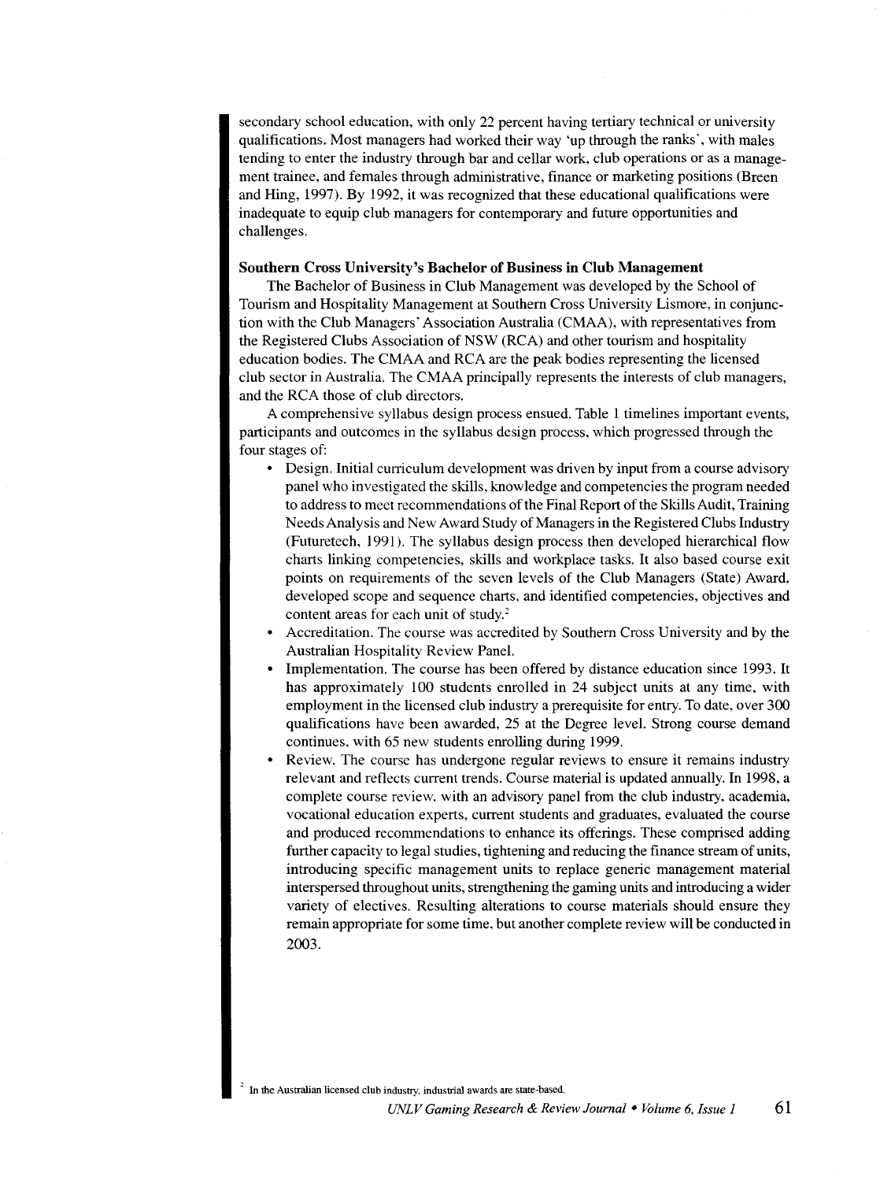secondary school education, with only 22 percent having tertiary technical or university qualifications. Most managers had worked their way 'up through the ranks', with males tending to enter the industry through bar and cellar work, club operations or as a management trainee, and females through administrative, finance or marketing positions (Breen and Hing, 1997). By 1992, it was recognized that these educational qualifications were inadequate to equip club managers for contemporary and future opportunities and challenges.

**Southern Cross University's Bachelor of Business in Club Management**

The Bachelor of Business in Club Management was developed by the School of Tourism and Hospitality Management at Southern Cross University Lismore, in conjunction with the Club Managers' Association Australia (CMAA), with representatives from the Registered Clubs Association of NSW (RCA) and other tourism and hospitality education bodies. The CMAA and RCA are the peak bodies representing the licensed club sector in Australia. The CMAA principally represents the interests of club managers, and the RCA those of club directors.

A comprehensive syllabus design process ensued. Table 1 timelines important events, participants and outcomes in the syllabus design process, which progressed through the four stages of:

- Design. Initial curriculum development was driven by input from a course advisory panel who investigated the skills, knowledge and competencies the program needed to address to meet recommendations of the Final Report of the Skills Audit, Training Needs Analysis and New Award Study of Managers in the Registered Clubs Industry (Futuretech, 1991). The syllabus design process then developed hierarchical flow charts linking competencies, skills and workplace tasks. It also based course exit points on requirements of the seven levels of the Club Managers (State) Award, developed scope and sequence charts, and identified competencies, objectives and content areas for each unit of study.[2]
- Accreditation. The course was accredited by Southern Cross University and by the Australian Hospitality Review Panel.
- Implementation. The course has been offered by distance education since 1993. It has approximately 100 students enrolled in 24 subject units at any time, with employment in the licensed club industry a prerequisite for entry. To date, over 300 qualifications have been awarded, 25 at the Degree level. Strong course demand continues, with 65 new students enrolling during 1999.
- Review. The course has undergone regular reviews to ensure it remains industry relevant and reflects current trends. Course material is updated annually. In 1998, a complete course review, with an advisory panel from the club industry, academia, vocational education experts, current students and graduates, evaluated the course and produced recommendations to enhance its offerings. These comprised adding further capacity to legal studies, tightening and reducing the finance stream of units, introducing specific management units to replace generic management material interspersed throughout units, strengthening the gaming units and introducing a wider variety of electives. Resulting alterations to course materials should ensure they remain appropriate for some time, but another complete review will be conducted in 2003.

[2] In the Australian licensed club industry, industrial awards are state-based.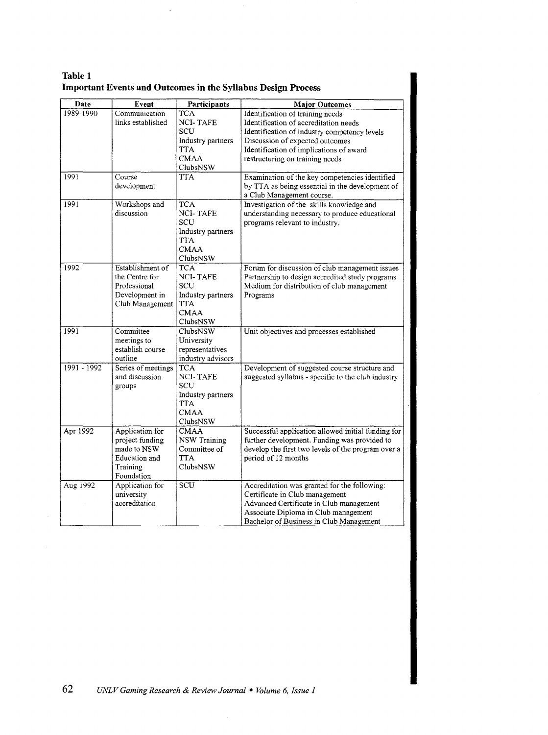**Table 1**
**Important Events and Outcomes in the Syllabus Design Process**

| Date | Event | Participants | Major Outcomes |
|---|---|---|---|
| 1989-1990 | Communication links established | TCA<br>NCI- TAFE<br>SCU<br>Industry partners<br>TTA<br>CMAA<br>ClubsNSW | Identification of training needs<br>Identification of accreditation needs<br>Identification of industry competency levels<br>Discussion of expected outcomes<br>Identification of implications of award restructuring on training needs |
| 1991 | Course development | TTA | Examination of the key competencies identified by TTA as being essential in the development of a Club Management course. |
| 1991 | Workshops and discussion | TCA<br>NCI- TAFE<br>SCU<br>Industry partners<br>TTA<br>CMAA<br>ClubsNSW | Investigation of the skills knowledge and understanding necessary to produce educational programs relevant to industry. |
| 1992 | Establishment of the Centre for Professional Development in Club Management | TCA<br>NCI- TAFE<br>SCU<br>Industry partners<br>TTA<br>CMAA<br>ClubsNSW | Forum for discussion of club management issues<br>Partnership to design accredited study programs<br>Medium for distribution of club management Programs |
| 1991 | Committee meetings to establish course outline | ClubsNSW<br>University representatives<br>industry advisors | Unit objectives and processes established |
| 1991 - 1992 | Series of meetings and discussion groups | TCA<br>NCI- TAFE<br>SCU<br>Industry partners<br>TTA<br>CMAA<br>ClubsNSW | Development of suggested course structure and suggested syllabus - specific to the club industry |
| Apr 1992 | Application for project funding made to NSW Education and Training Foundation | CMAA<br>NSW Training Committee of<br>TTA<br>ClubsNSW | Successful application allowed initial funding for further development. Funding was provided to develop the first two levels of the program over a period of 12 months |
| Aug 1992 | Application for university accreditation | SCU | Accreditation was granted for the following:<br>Certificate in Club management<br>Advanced Certificate in Club management<br>Associate Diploma in Club management<br>Bachelor of Business in Club Management |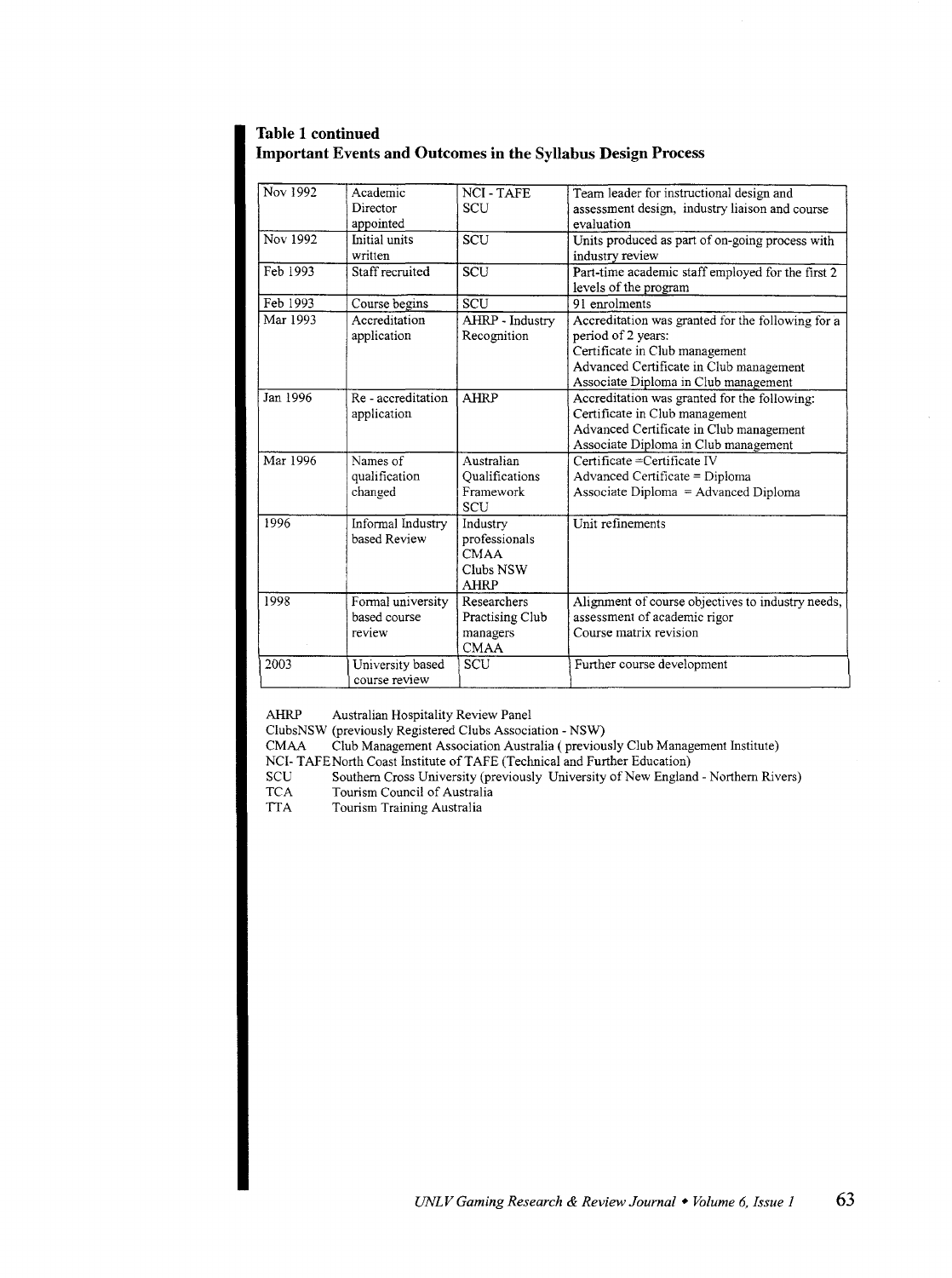**Table 1 continued**
**Important Events and Outcomes in the Syllabus Design Process**

| | | | |
|---|---|---|---|
| Nov 1992 | Academic Director appointed | NCI - TAFE SCU | Team leader for instructional design and assessment design, industry liaison and course evaluation |
| Nov 1992 | Initial units written | SCU | Units produced as part of on-going process with industry review |
| Feb 1993 | Staff recruited | SCU | Part-time academic staff employed for the first 2 levels of the program |
| Feb 1993 | Course begins | SCU | 91 enrolments |
| Mar 1993 | Accreditation application | AHRP - Industry Recognition | Accreditation was granted for the following for a period of 2 years:<br>Certificate in Club management<br>Advanced Certificate in Club management<br>Associate Diploma in Club management |
| Jan 1996 | Re - accreditation application | AHRP | Accreditation was granted for the following:<br>Certificate in Club management<br>Advanced Certificate in Club management<br>Associate Diploma in Club management |
| Mar 1996 | Names of qualification changed | Australian Qualifications Framework SCU | Certificate =Certificate IV<br>Advanced Certificate = Diploma<br>Associate Diploma = Advanced Diploma |
| 1996 | Informal Industry based Review | Industry professionals CMAA Clubs NSW AHRP | Unit refinements |
| 1998 | Formal university based course review | Researchers Practising Club managers CMAA | Alignment of course objectives to industry needs, assessment of academic rigor<br>Course matrix revision |
| 2003 | University based course review | SCU | Further course development |

AHRP Australian Hospitality Review Panel
ClubsNSW (previously Registered Clubs Association - NSW)
CMAA Club Management Association Australia ( previously Club Management Institute)
NCI- TAFE North Coast Institute of TAFE (Technical and Further Education)
SCU Southern Cross University (previously University of New England - Northern Rivers)
TCA Tourism Council of Australia
TTA Tourism Training Australia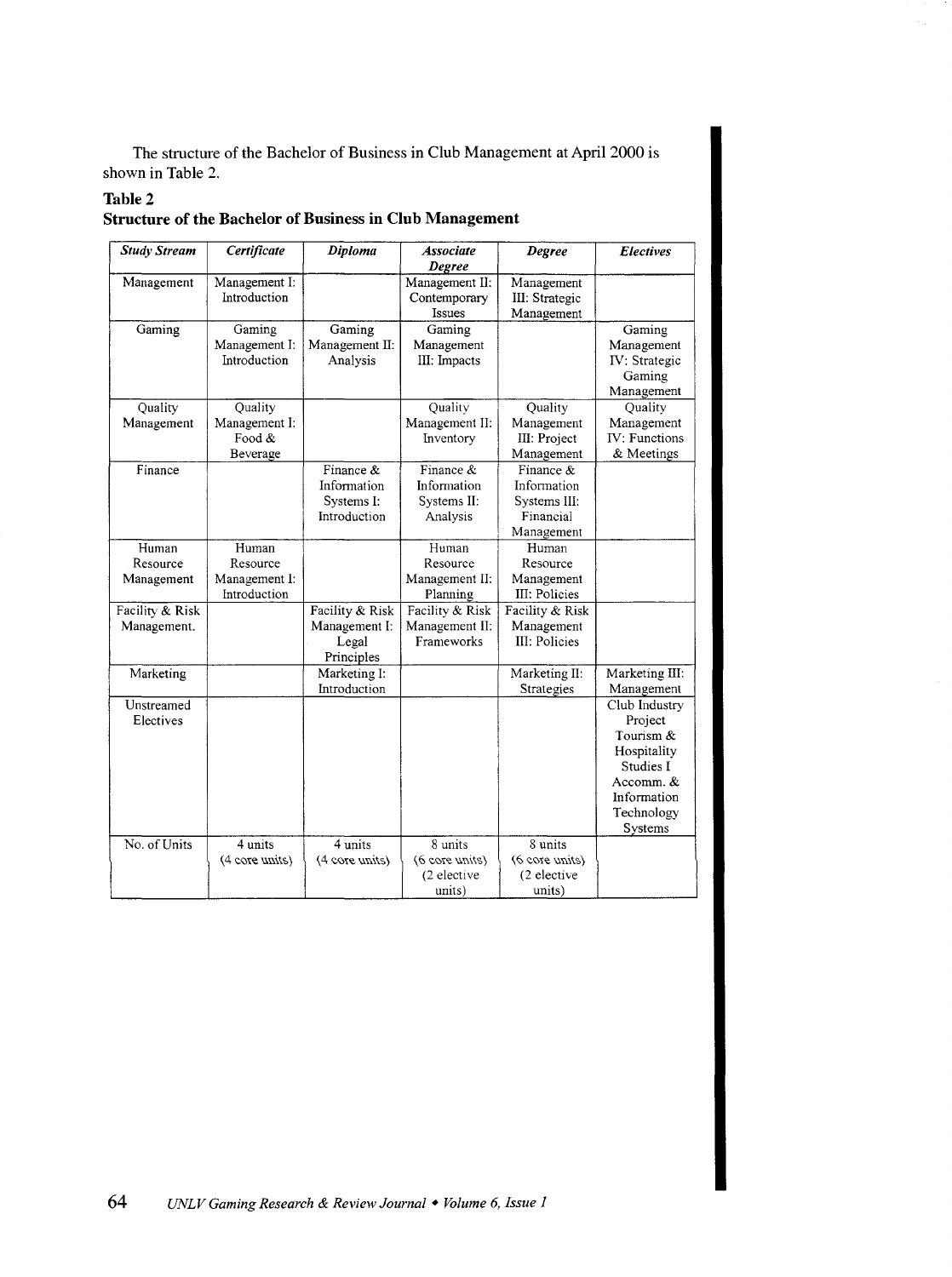The structure of the Bachelor of Business in Club Management at April 2000 is shown in Table 2.

**Table 2**
**Structure of the Bachelor of Business in Club Management**

| *Study Stream* | *Certificate* | *Diploma* | *Associate Degree* | *Degree* | *Electives* |
|---|---|---|---|---|---|
| Management | Management I: Introduction | | Management II: Contemporary Issues | Management III: Strategic Management | |
| Gaming | Gaming Management I: Introduction | Gaming Management II: Analysis | Gaming Management III: Impacts | | Gaming Management IV: Strategic Gaming Management |
| Quality Management | Quality Management I: Food & Beverage | | Quality Management II: Inventory | Quality Management III: Project Management | Quality Management IV: Functions & Meetings |
| Finance | | Finance & Information Systems I: Introduction | Finance & Information Systems II: Analysis | Finance & Information Systems III: Financial Management | |
| Human Resource Management | Human Resource Management I: Introduction | | Human Resource Management II: Planning | Human Resource Management III: Policies | |
| Facility & Risk Management. | | Facility & Risk Management I: Legal Principles | Facility & Risk Management II: Frameworks | Facility & Risk Management III: Policies | |
| Marketing | | Marketing I: Introduction | | Marketing II: Strategies | Marketing III: Management |
| Unstreamed Electives | | | | | Club Industry Project<br>Tourism & Hospitality Studies I<br>Accomm. & Information Technology Systems |
| No. of Units | 4 units (4 core units) | 4 units (4 core units) | 8 units (6 core units) (2 elective units) | 8 units (6 core units) (2 elective units) | |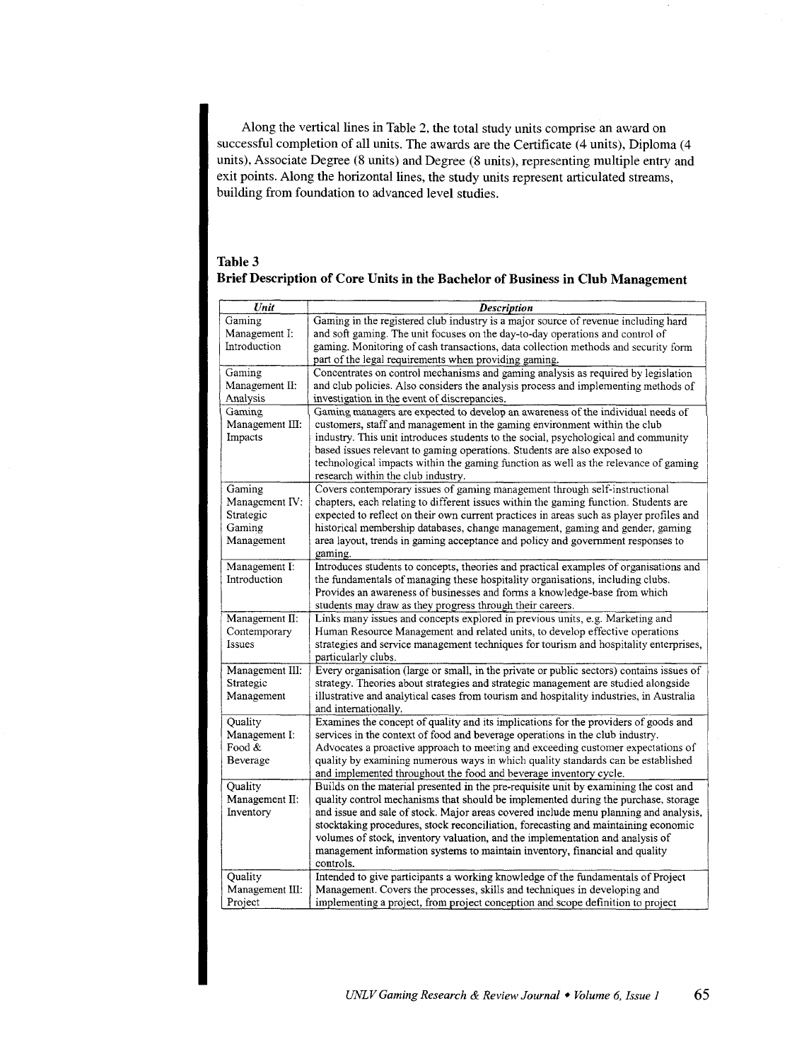Along the vertical lines in Table 2, the total study units comprise an award on successful completion of all units. The awards are the Certificate (4 units), Diploma (4 units), Associate Degree (8 units) and Degree (8 units), representing multiple entry and exit points. Along the horizontal lines, the study units represent articulated streams, building from foundation to advanced level studies.

**Table 3**
**Brief Description of Core Units in the Bachelor of Business in Club Management**

| *Unit* | *Description* |
|---|---|
| Gaming Management I: Introduction | Gaming in the registered club industry is a major source of revenue including hard and soft gaming. The unit focuses on the day-to-day operations and control of gaming. Monitoring of cash transactions, data collection methods and security form part of the legal requirements when providing gaming. |
| Gaming Management II: Analysis | Concentrates on control mechanisms and gaming analysis as required by legislation and club policies. Also considers the analysis process and implementing methods of investigation in the event of discrepancies. |
| Gaming Management III: Impacts | Gaming managers are expected to develop an awareness of the individual needs of customers, staff and management in the gaming environment within the club industry. This unit introduces students to the social, psychological and community based issues relevant to gaming operations. Students are also exposed to technological impacts within the gaming function as well as the relevance of gaming research within the club industry. |
| Gaming Management IV: Strategic Gaming Management | Covers contemporary issues of gaming management through self-instructional chapters, each relating to different issues within the gaming function. Students are expected to reflect on their own current practices in areas such as player profiles and historical membership databases, change management, gaming and gender, gaming area layout, trends in gaming acceptance and policy and government responses to gaming. |
| Management I: Introduction | Introduces students to concepts, theories and practical examples of organisations and the fundamentals of managing these hospitality organisations, including clubs. Provides an awareness of businesses and forms a knowledge-base from which students may draw as they progress through their careers. |
| Management II: Contemporary Issues | Links many issues and concepts explored in previous units, e.g. Marketing and Human Resource Management and related units, to develop effective operations strategies and service management techniques for tourism and hospitality enterprises, particularly clubs. |
| Management III: Strategic Management | Every organisation (large or small, in the private or public sectors) contains issues of strategy. Theories about strategies and strategic management are studied alongside illustrative and analytical cases from tourism and hospitality industries, in Australia and internationally. |
| Quality Management I: Food & Beverage | Examines the concept of quality and its implications for the providers of goods and services in the context of food and beverage operations in the club industry. Advocates a proactive approach to meeting and exceeding customer expectations of quality by examining numerous ways in which quality standards can be established and implemented throughout the food and beverage inventory cycle. |
| Quality Management II: Inventory | Builds on the material presented in the pre-requisite unit by examining the cost and quality control mechanisms that should be implemented during the purchase, storage and issue and sale of stock. Major areas covered include menu planning and analysis, stocktaking procedures, stock reconciliation, forecasting and maintaining economic volumes of stock, inventory valuation, and the implementation and analysis of management information systems to maintain inventory, financial and quality controls. |
| Quality Management III: Project | Intended to give participants a working knowledge of the fundamentals of Project Management. Covers the processes, skills and techniques in developing and implementing a project, from project conception and scope definition to project |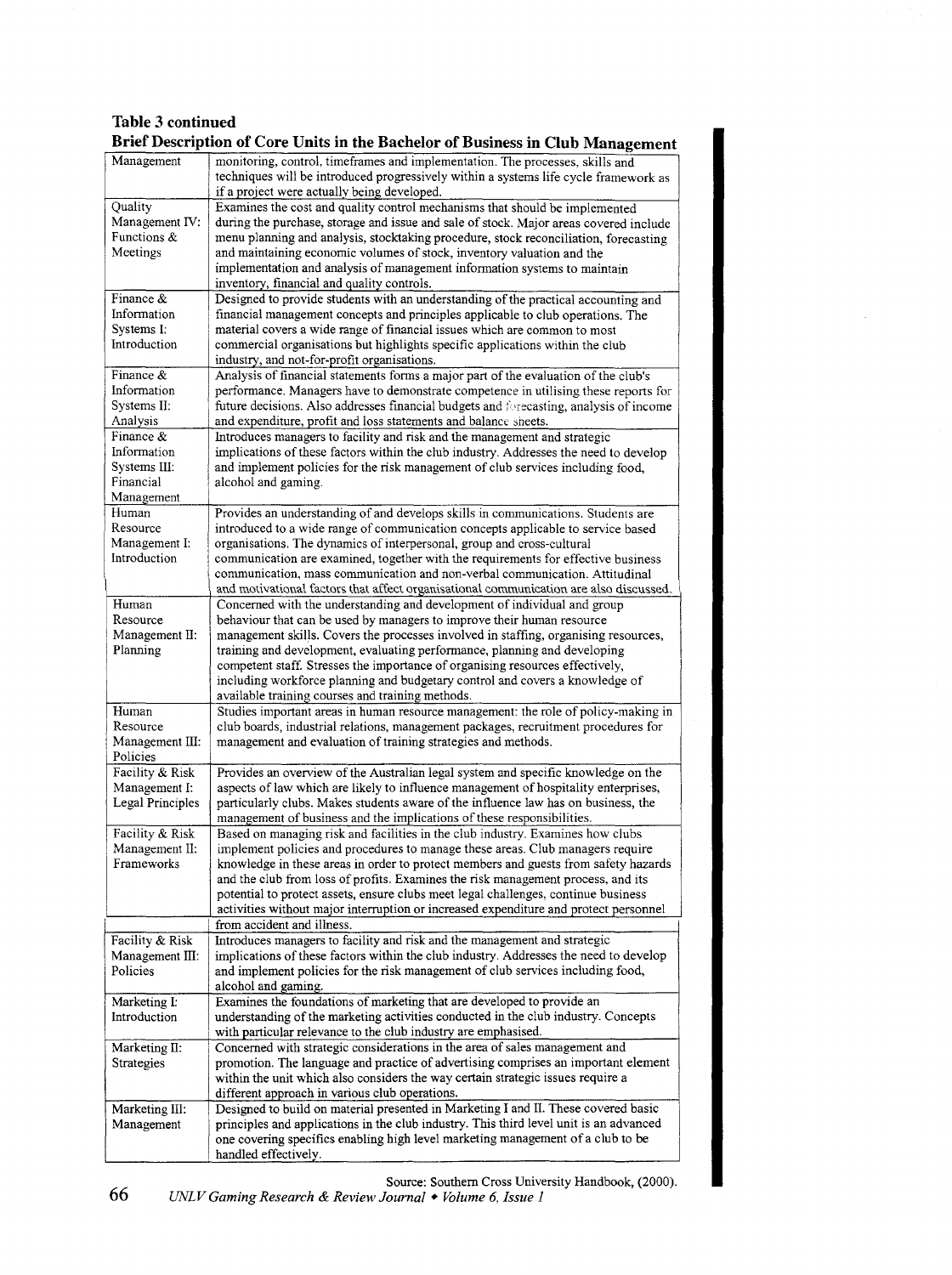**Table 3 continued**

**Brief Description of Core Units in the Bachelor of Business in Club Management**

| | |
|---|---|
| Management | monitoring, control, timeframes and implementation. The processes, skills and techniques will be introduced progressively within a systems life cycle framework as if a project were actually being developed. |
| Quality Management IV: Functions & Meetings | Examines the cost and quality control mechanisms that should be implemented during the purchase, storage and issue and sale of stock. Major areas covered include menu planning and analysis, stocktaking procedure, stock reconciliation, forecasting and maintaining economic volumes of stock, inventory valuation and the implementation and analysis of management information systems to maintain inventory, financial and quality controls. |
| Finance & Information Systems I: Introduction | Designed to provide students with an understanding of the practical accounting and financial management concepts and principles applicable to club operations. The material covers a wide range of financial issues which are common to most commercial organisations but highlights specific applications within the club industry, and not-for-profit organisations. |
| Finance & Information Systems II: Analysis | Analysis of financial statements forms a major part of the evaluation of the club's performance. Managers have to demonstrate competence in utilising these reports for future decisions. Also addresses financial budgets and forecasting, analysis of income and expenditure, profit and loss statements and balance sheets. |
| Finance & Information Systems III: Financial Management | Introduces managers to facility and risk and the management and strategic implications of these factors within the club industry. Addresses the need to develop and implement policies for the risk management of club services including food, alcohol and gaming. |
| Human Resource Management I: Introduction | Provides an understanding of and develops skills in communications. Students are introduced to a wide range of communication concepts applicable to service based organisations. The dynamics of interpersonal, group and cross-cultural communication are examined, together with the requirements for effective business communication, mass communication and non-verbal communication. Attitudinal and motivational factors that affect organisational communication are also discussed. |
| Human Resource Management II: Planning | Concerned with the understanding and development of individual and group behaviour that can be used by managers to improve their human resource management skills. Covers the processes involved in staffing, organising resources, training and development, evaluating performance, planning and developing competent staff. Stresses the importance of organising resources effectively, including workforce planning and budgetary control and covers a knowledge of available training courses and training methods. |
| Human Resource Management III: Policies | Studies important areas in human resource management: the role of policy-making in club boards, industrial relations, management packages, recruitment procedures for management and evaluation of training strategies and methods. |
| Facility & Risk Management I: Legal Principles | Provides an overview of the Australian legal system and specific knowledge on the aspects of law which are likely to influence management of hospitality enterprises, particularly clubs. Makes students aware of the influence law has on business, the management of business and the implications of these responsibilities. |
| Facility & Risk Management II: Frameworks | Based on managing risk and facilities in the club industry. Examines how clubs implement policies and procedures to manage these areas. Club managers require knowledge in these areas in order to protect members and guests from safety hazards and the club from loss of profits. Examines the risk management process, and its potential to protect assets, ensure clubs meet legal challenges, continue business activities without major interruption or increased expenditure and protect personnel from accident and illness. |
| Facility & Risk Management III: Policies | Introduces managers to facility and risk and the management and strategic implications of these factors within the club industry. Addresses the need to develop and implement policies for the risk management of club services including food, alcohol and gaming. |
| Marketing I: Introduction | Examines the foundations of marketing that are developed to provide an understanding of the marketing activities conducted in the club industry. Concepts with particular relevance to the club industry are emphasised. |
| Marketing II: Strategies | Concerned with strategic considerations in the area of sales management and promotion. The language and practice of advertising comprises an important element within the unit which also considers the way certain strategic issues require a different approach in various club operations. |
| Marketing III: Management | Designed to build on material presented in Marketing I and II. These covered basic principles and applications in the club industry. This third level unit is an advanced one covering specifics enabling high level marketing management of a club to be handled effectively. |

Source: Southern Cross University Handbook, (2000).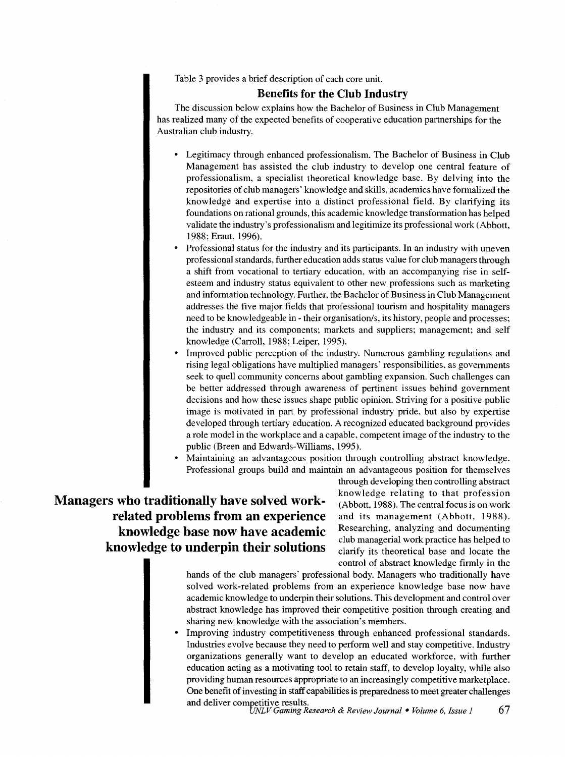Table 3 provides a brief description of each core unit.

## Benefits for the Club Industry

The discussion below explains how the Bachelor of Business in Club Management has realized many of the expected benefits of cooperative education partnerships for the Australian club industry.

- Legitimacy through enhanced professionalism. The Bachelor of Business in Club Management has assisted the club industry to develop one central feature of professionalism, a specialist theoretical knowledge base. By delving into the repositories of club managers' knowledge and skills, academics have formalized the knowledge and expertise into a distinct professional field. By clarifying its foundations on rational grounds, this academic knowledge transformation has helped validate the industry's professionalism and legitimize its professional work (Abbott, 1988; Eraut, 1996).
- Professional status for the industry and its participants. In an industry with uneven professional standards, further education adds status value for club managers through a shift from vocational to tertiary education, with an accompanying rise in self-esteem and industry status equivalent to other new professions such as marketing and information technology. Further, the Bachelor of Business in Club Management addresses the five major fields that professional tourism and hospitality managers need to be knowledgeable in - their organisation/s, its history, people and processes; the industry and its components; markets and suppliers; management; and self knowledge (Carroll, 1988; Leiper, 1995).
- Improved public perception of the industry. Numerous gambling regulations and rising legal obligations have multiplied managers' responsibilities, as governments seek to quell community concerns about gambling expansion. Such challenges can be better addressed through awareness of pertinent issues behind government decisions and how these issues shape public opinion. Striving for a positive public image is motivated in part by professional industry pride, but also by expertise developed through tertiary education. A recognized educated background provides a role model in the workplace and a capable, competent image of the industry to the public (Breen and Edwards-Williams, 1995).
- Maintaining an advantageous position through controlling abstract knowledge. Professional groups build and maintain an advantageous position for themselves through developing then controlling abstract knowledge relating to that profession (Abbott, 1988). The central focus is on work and its management (Abbott, 1988). Researching, analyzing and documenting club managerial work practice has helped to clarify its theoretical base and locate the control of abstract knowledge firmly in the hands of the club managers' professional body. Managers who traditionally have solved work-related problems from an experience knowledge base now have academic knowledge to underpin their solutions. This development and control over abstract knowledge has improved their competitive position through creating and sharing new knowledge with the association's members.
- Improving industry competitiveness through enhanced professional standards. Industries evolve because they need to perform well and stay competitive. Industry organizations generally want to develop an educated workforce, with further education acting as a motivating tool to retain staff, to develop loyalty, while also providing human resources appropriate to an increasingly competitive marketplace. One benefit of investing in staff capabilities is preparedness to meet greater challenges and deliver competitive results.

**Managers who traditionally have solved work-related problems from an experience knowledge base now have academic knowledge to underpin their solutions**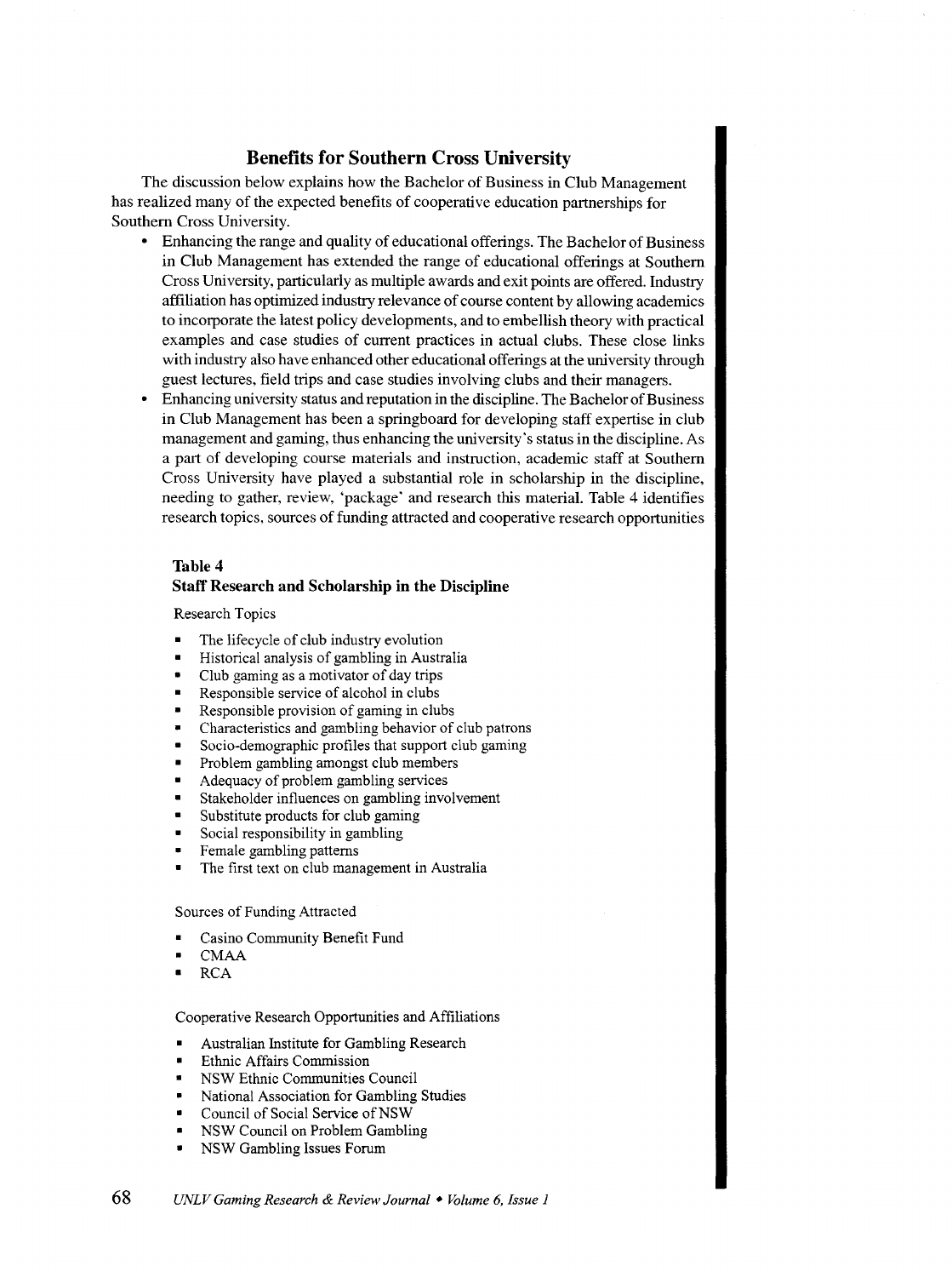## Benefits for Southern Cross University

The discussion below explains how the Bachelor of Business in Club Management has realized many of the expected benefits of cooperative education partnerships for Southern Cross University.

- Enhancing the range and quality of educational offerings. The Bachelor of Business in Club Management has extended the range of educational offerings at Southern Cross University, particularly as multiple awards and exit points are offered. Industry affiliation has optimized industry relevance of course content by allowing academics to incorporate the latest policy developments, and to embellish theory with practical examples and case studies of current practices in actual clubs. These close links with industry also have enhanced other educational offerings at the university through guest lectures, field trips and case studies involving clubs and their managers.
- Enhancing university status and reputation in the discipline. The Bachelor of Business in Club Management has been a springboard for developing staff expertise in club management and gaming, thus enhancing the university's status in the discipline. As a part of developing course materials and instruction, academic staff at Southern Cross University have played a substantial role in scholarship in the discipline, needing to gather, review, 'package' and research this material. Table 4 identifies research topics, sources of funding attracted and cooperative research opportunities

**Table 4**
**Staff Research and Scholarship in the Discipline**

Research Topics

- The lifecycle of club industry evolution
- Historical analysis of gambling in Australia
- Club gaming as a motivator of day trips
- Responsible service of alcohol in clubs
- Responsible provision of gaming in clubs
- Characteristics and gambling behavior of club patrons
- Socio-demographic profiles that support club gaming
- Problem gambling amongst club members
- Adequacy of problem gambling services
- Stakeholder influences on gambling involvement
- Substitute products for club gaming
- Social responsibility in gambling
- Female gambling patterns
- The first text on club management in Australia

Sources of Funding Attracted

- Casino Community Benefit Fund
- CMAA
- RCA

Cooperative Research Opportunities and Affiliations

- Australian Institute for Gambling Research
- Ethnic Affairs Commission
- NSW Ethnic Communities Council
- National Association for Gambling Studies
- Council of Social Service of NSW
- NSW Council on Problem Gambling
- NSW Gambling Issues Forum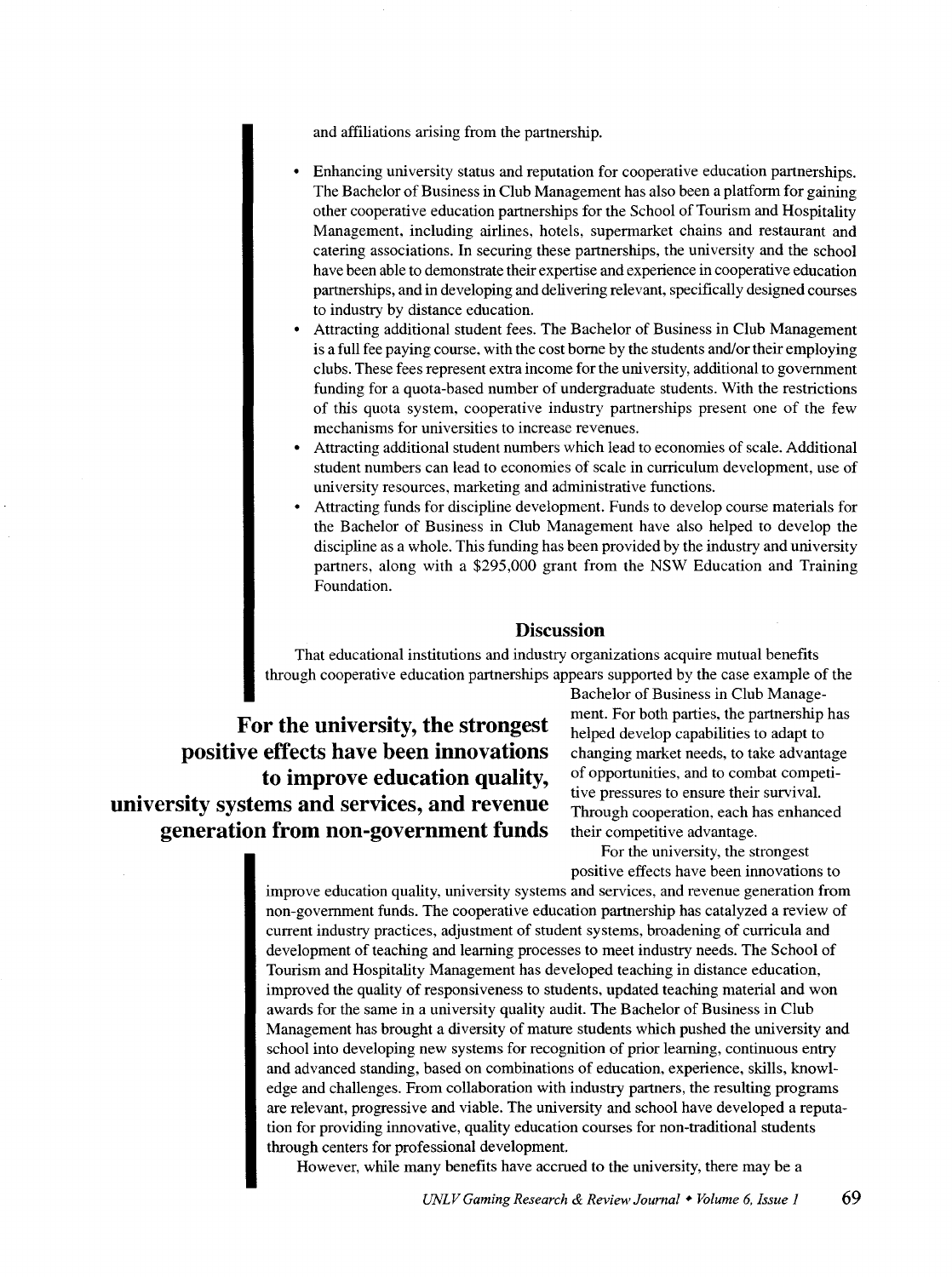and affiliations arising from the partnership.

- Enhancing university status and reputation for cooperative education partnerships. The Bachelor of Business in Club Management has also been a platform for gaining other cooperative education partnerships for the School of Tourism and Hospitality Management, including airlines, hotels, supermarket chains and restaurant and catering associations. In securing these partnerships, the university and the school have been able to demonstrate their expertise and experience in cooperative education partnerships, and in developing and delivering relevant, specifically designed courses to industry by distance education.
- Attracting additional student fees. The Bachelor of Business in Club Management is a full fee paying course, with the cost borne by the students and/or their employing clubs. These fees represent extra income for the university, additional to government funding for a quota-based number of undergraduate students. With the restrictions of this quota system, cooperative industry partnerships present one of the few mechanisms for universities to increase revenues.
- Attracting additional student numbers which lead to economies of scale. Additional student numbers can lead to economies of scale in curriculum development, use of university resources, marketing and administrative functions.
- Attracting funds for discipline development. Funds to develop course materials for the Bachelor of Business in Club Management have also helped to develop the discipline as a whole. This funding has been provided by the industry and university partners, along with a $295,000 grant from the NSW Education and Training Foundation.

## Discussion

That educational institutions and industry organizations acquire mutual benefits through cooperative education partnerships appears supported by the case example of the Bachelor of Business in Club Management. For both parties, the partnership has helped develop capabilities to adapt to changing market needs, to take advantage of opportunities, and to combat competitive pressures to ensure their survival. Through cooperation, each has enhanced their competitive advantage.

**For the university, the strongest positive effects have been innovations to improve education quality, university systems and services, and revenue generation from non-government funds**

For the university, the strongest positive effects have been innovations to improve education quality, university systems and services, and revenue generation from non-government funds. The cooperative education partnership has catalyzed a review of current industry practices, adjustment of student systems, broadening of curricula and development of teaching and learning processes to meet industry needs. The School of Tourism and Hospitality Management has developed teaching in distance education, improved the quality of responsiveness to students, updated teaching material and won awards for the same in a university quality audit. The Bachelor of Business in Club Management has brought a diversity of mature students which pushed the university and school into developing new systems for recognition of prior learning, continuous entry and advanced standing, based on combinations of education, experience, skills, knowledge and challenges. From collaboration with industry partners, the resulting programs are relevant, progressive and viable. The university and school have developed a reputation for providing innovative, quality education courses for non-traditional students through centers for professional development.

However, while many benefits have accrued to the university, there may be a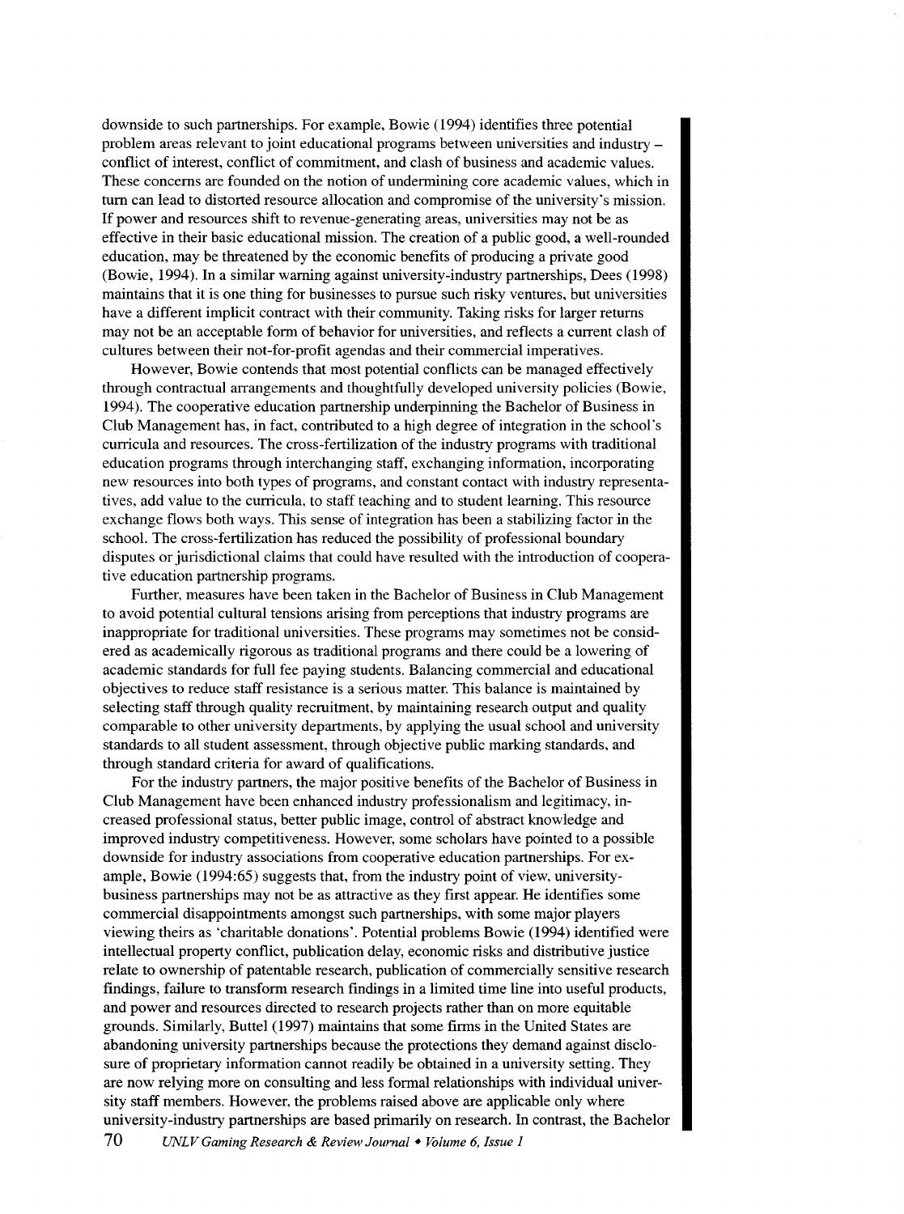downside to such partnerships. For example, Bowie (1994) identifies three potential problem areas relevant to joint educational programs between universities and industry – conflict of interest, conflict of commitment, and clash of business and academic values. These concerns are founded on the notion of undermining core academic values, which in turn can lead to distorted resource allocation and compromise of the university's mission. If power and resources shift to revenue-generating areas, universities may not be as effective in their basic educational mission. The creation of a public good, a well-rounded education, may be threatened by the economic benefits of producing a private good (Bowie, 1994). In a similar warning against university-industry partnerships, Dees (1998) maintains that it is one thing for businesses to pursue such risky ventures, but universities have a different implicit contract with their community. Taking risks for larger returns may not be an acceptable form of behavior for universities, and reflects a current clash of cultures between their not-for-profit agendas and their commercial imperatives.

However, Bowie contends that most potential conflicts can be managed effectively through contractual arrangements and thoughtfully developed university policies (Bowie, 1994). The cooperative education partnership underpinning the Bachelor of Business in Club Management has, in fact, contributed to a high degree of integration in the school's curricula and resources. The cross-fertilization of the industry programs with traditional education programs through interchanging staff, exchanging information, incorporating new resources into both types of programs, and constant contact with industry representatives, add value to the curricula, to staff teaching and to student learning. This resource exchange flows both ways. This sense of integration has been a stabilizing factor in the school. The cross-fertilization has reduced the possibility of professional boundary disputes or jurisdictional claims that could have resulted with the introduction of cooperative education partnership programs.

Further, measures have been taken in the Bachelor of Business in Club Management to avoid potential cultural tensions arising from perceptions that industry programs are inappropriate for traditional universities. These programs may sometimes not be considered as academically rigorous as traditional programs and there could be a lowering of academic standards for full fee paying students. Balancing commercial and educational objectives to reduce staff resistance is a serious matter. This balance is maintained by selecting staff through quality recruitment, by maintaining research output and quality comparable to other university departments, by applying the usual school and university standards to all student assessment, through objective public marking standards, and through standard criteria for award of qualifications.

For the industry partners, the major positive benefits of the Bachelor of Business in Club Management have been enhanced industry professionalism and legitimacy, increased professional status, better public image, control of abstract knowledge and improved industry competitiveness. However, some scholars have pointed to a possible downside for industry associations from cooperative education partnerships. For example, Bowie (1994:65) suggests that, from the industry point of view, university-business partnerships may not be as attractive as they first appear. He identifies some commercial disappointments amongst such partnerships, with some major players viewing theirs as 'charitable donations'. Potential problems Bowie (1994) identified were intellectual property conflict, publication delay, economic risks and distributive justice relate to ownership of patentable research, publication of commercially sensitive research findings, failure to transform research findings in a limited time line into useful products, and power and resources directed to research projects rather than on more equitable grounds. Similarly, Buttel (1997) maintains that some firms in the United States are abandoning university partnerships because the protections they demand against disclosure of proprietary information cannot readily be obtained in a university setting. They are now relying more on consulting and less formal relationships with individual university staff members. However, the problems raised above are applicable only where university-industry partnerships are based primarily on research. In contrast, the Bachelor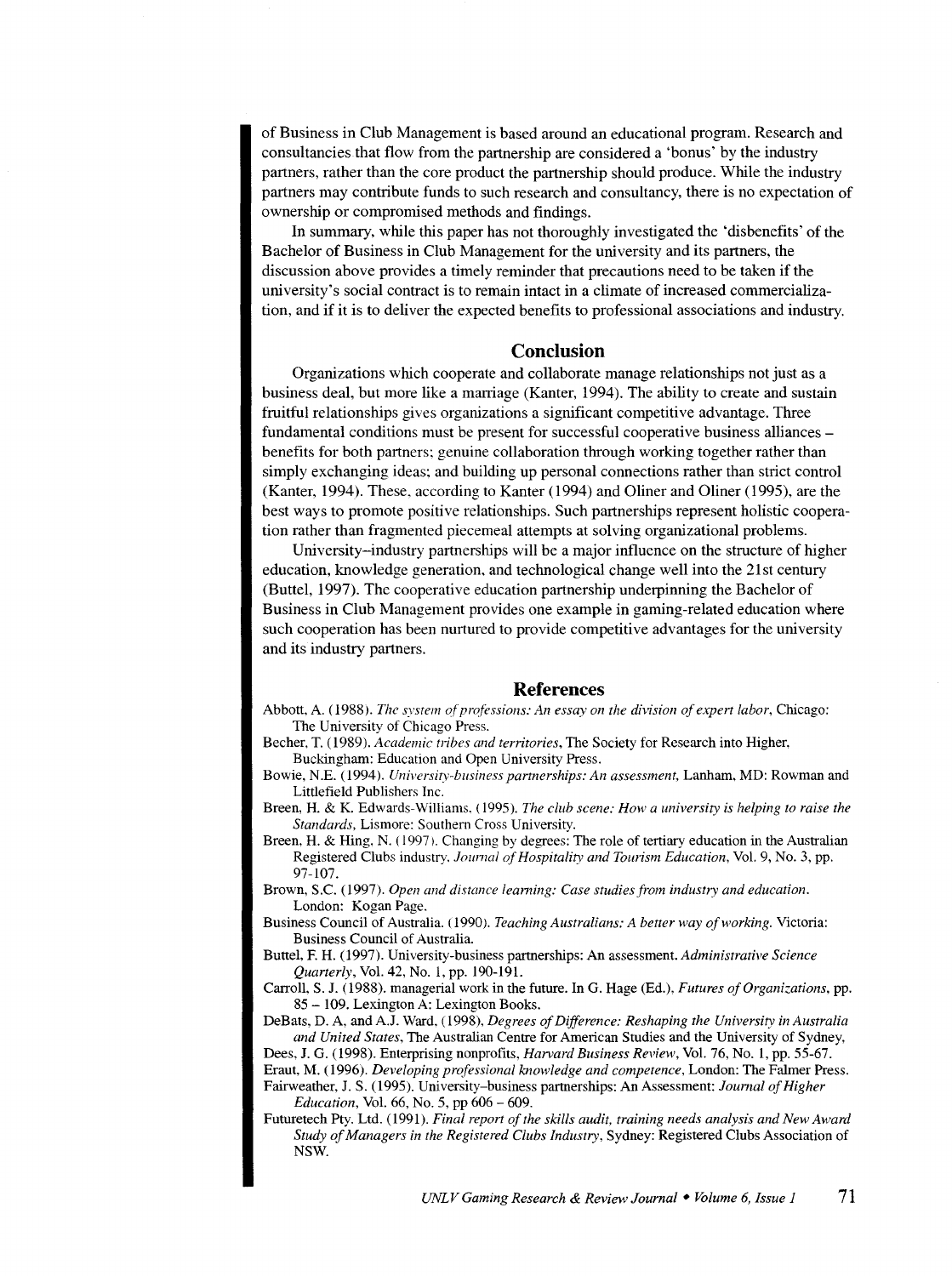of Business in Club Management is based around an educational program. Research and consultancies that flow from the partnership are considered a 'bonus' by the industry partners, rather than the core product the partnership should produce. While the industry partners may contribute funds to such research and consultancy, there is no expectation of ownership or compromised methods and findings.

In summary, while this paper has not thoroughly investigated the 'disbenefits' of the Bachelor of Business in Club Management for the university and its partners, the discussion above provides a timely reminder that precautions need to be taken if the university's social contract is to remain intact in a climate of increased commercialization, and if it is to deliver the expected benefits to professional associations and industry.

## Conclusion

Organizations which cooperate and collaborate manage relationships not just as a business deal, but more like a marriage (Kanter, 1994). The ability to create and sustain fruitful relationships gives organizations a significant competitive advantage. Three fundamental conditions must be present for successful cooperative business alliances – benefits for both partners; genuine collaboration through working together rather than simply exchanging ideas; and building up personal connections rather than strict control (Kanter, 1994). These, according to Kanter (1994) and Oliner and Oliner (1995), are the best ways to promote positive relationships. Such partnerships represent holistic cooperation rather than fragmented piecemeal attempts at solving organizational problems.

University–industry partnerships will be a major influence on the structure of higher education, knowledge generation, and technological change well into the 21st century (Buttel, 1997). The cooperative education partnership underpinning the Bachelor of Business in Club Management provides one example in gaming-related education where such cooperation has been nurtured to provide competitive advantages for the university and its industry partners.

## References

Abbott, A. (1988). *The system of professions: An essay on the division of expert labor*, Chicago: The University of Chicago Press.

Becher, T. (1989). *Academic tribes and territories*, The Society for Research into Higher, Buckingham: Education and Open University Press.

Bowie, N.E. (1994). *University-business partnerships: An assessment*, Lanham, MD: Rowman and Littlefield Publishers Inc.

Breen, H. & K. Edwards-Williams. (1995). *The club scene: How a university is helping to raise the Standards*, Lismore: Southern Cross University.

Breen, H. & Hing, N. (1997). Changing by degrees: The role of tertiary education in the Australian Registered Clubs industry. *Journal of Hospitality and Tourism Education*, Vol. 9, No. 3, pp. 97-107.

Brown, S.C. (1997). *Open and distance learning: Case studies from industry and education*. London: Kogan Page.

Business Council of Australia. (1990). *Teaching Australians: A better way of working*. Victoria: Business Council of Australia.

Buttel, F. H. (1997). University-business partnerships: An assessment. *Administrative Science Quarterly*, Vol. 42, No. 1, pp. 190-191.

Carroll, S. J. (1988). managerial work in the future. In G. Hage (Ed.), *Futures of Organizations*, pp. 85 – 109. Lexington A: Lexington Books.

DeBats, D. A, and A.J. Ward, (1998), *Degrees of Difference: Reshaping the University in Australia and United States*, The Australian Centre for American Studies and the University of Sydney,

Dees, J. G. (1998). Enterprising nonprofits, *Harvard Business Review*, Vol. 76, No. 1, pp. 55-67.

Eraut, M. (1996). *Developing professional knowledge and competence*, London: The Falmer Press.

Fairweather, J. S. (1995). University–business partnerships: An Assessment: *Journal of Higher Education*, Vol. 66, No. 5, pp 606 – 609.

Futuretech Pty. Ltd. (1991). *Final report of the skills audit, training needs analysis and New Award Study of Managers in the Registered Clubs Industry*, Sydney: Registered Clubs Association of NSW.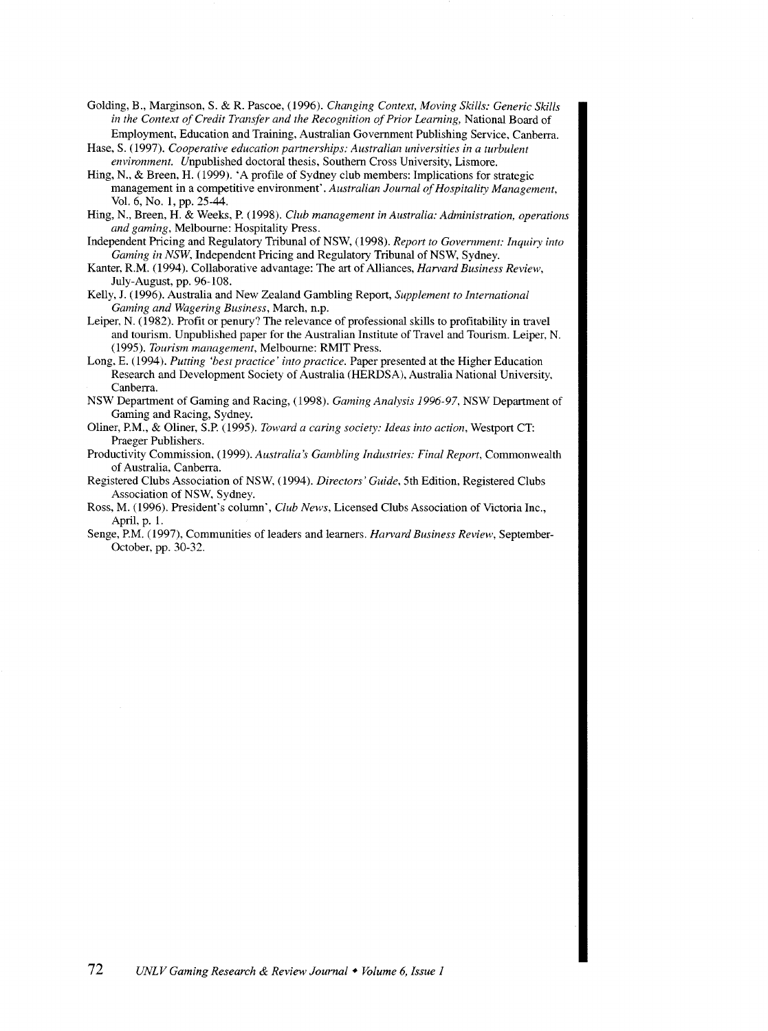Golding, B., Marginson, S. & R. Pascoe, (1996). *Changing Context, Moving Skills: Generic Skills in the Context of Credit Transfer and the Recognition of Prior Learning*, National Board of Employment, Education and Training, Australian Government Publishing Service, Canberra.

Hase, S. (1997). *Cooperative education partnerships: Australian universities in a turbulent environment.* Unpublished doctoral thesis, Southern Cross University, Lismore.

Hing, N., & Breen, H. (1999). 'A profile of Sydney club members: Implications for strategic management in a competitive environment'. *Australian Journal of Hospitality Management*, Vol. 6, No. 1, pp. 25-44.

Hing, N., Breen, H. & Weeks, P. (1998). *Club management in Australia: Administration, operations and gaming*, Melbourne: Hospitality Press.

Independent Pricing and Regulatory Tribunal of NSW, (1998). *Report to Government: Inquiry into Gaming in NSW*, Independent Pricing and Regulatory Tribunal of NSW, Sydney.

Kanter, R.M. (1994). Collaborative advantage: The art of Alliances, *Harvard Business Review*, July-August, pp. 96-108.

Kelly, J. (1996). Australia and New Zealand Gambling Report, *Supplement to International Gaming and Wagering Business*, March, n.p.

Leiper, N. (1982). Profit or penury? The relevance of professional skills to profitability in travel and tourism. Unpublished paper for the Australian Institute of Travel and Tourism. Leiper, N. (1995). *Tourism management*, Melbourne: RMIT Press.

Long, E. (1994). *Putting 'best practice' into practice.* Paper presented at the Higher Education Research and Development Society of Australia (HERDSA), Australia National University, Canberra.

NSW Department of Gaming and Racing, (1998). *Gaming Analysis 1996-97*, NSW Department of Gaming and Racing, Sydney.

Oliner, P.M., & Oliner, S.P. (1995). *Toward a caring society: Ideas into action*, Westport CT: Praeger Publishers.

Productivity Commission, (1999). *Australia's Gambling Industries: Final Report*, Commonwealth of Australia, Canberra.

Registered Clubs Association of NSW, (1994). *Directors' Guide*, 5th Edition, Registered Clubs Association of NSW, Sydney.

Ross, M. (1996). President's column', *Club News*, Licensed Clubs Association of Victoria Inc., April, p. 1.

Senge, P.M. (1997), Communities of leaders and learners. *Harvard Business Review*, September-October, pp. 30-32.